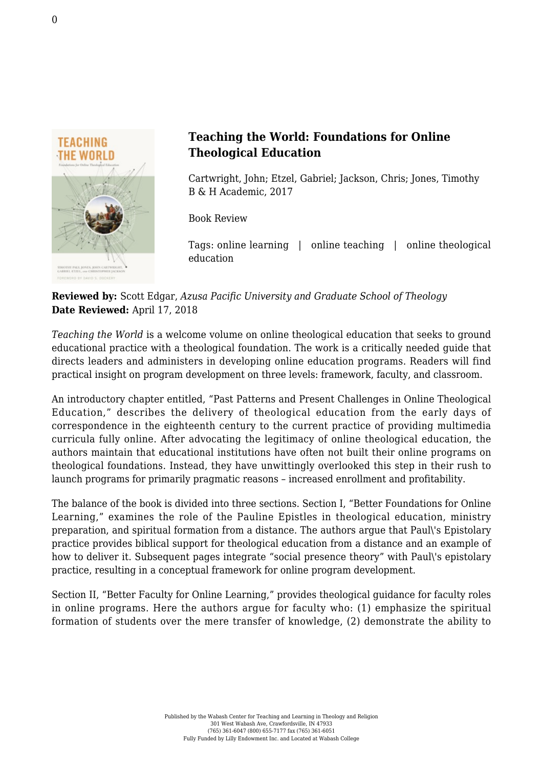## Teaching the World: Foundations for Online Theological Education

Cartwright, John; Etzel, Gabriel; Jackson, Chris; Jones, Timothy
B & H Academic, 2017

Book Review

Tags: online learning | online teaching | online theological education

**Reviewed by:** Scott Edgar, *Azusa Pacific University and Graduate School of Theology*
**Date Reviewed:** April 17, 2018

*Teaching the World* is a welcome volume on online theological education that seeks to ground educational practice with a theological foundation. The work is a critically needed guide that directs leaders and administers in developing online education programs. Readers will find practical insight on program development on three levels: framework, faculty, and classroom.

An introductory chapter entitled, "Past Patterns and Present Challenges in Online Theological Education," describes the delivery of theological education from the early days of correspondence in the eighteenth century to the current practice of providing multimedia curricula fully online. After advocating the legitimacy of online theological education, the authors maintain that educational institutions have often not built their online programs on theological foundations. Instead, they have unwittingly overlooked this step in their rush to launch programs for primarily pragmatic reasons – increased enrollment and profitability.

The balance of the book is divided into three sections. Section I, "Better Foundations for Online Learning," examines the role of the Pauline Epistles in theological education, ministry preparation, and spiritual formation from a distance. The authors argue that Paul\'s Epistolary practice provides biblical support for theological education from a distance and an example of how to deliver it. Subsequent pages integrate "social presence theory" with Paul\'s epistolary practice, resulting in a conceptual framework for online program development.

Section II, "Better Faculty for Online Learning," provides theological guidance for faculty roles in online programs. Here the authors argue for faculty who: (1) emphasize the spiritual formation of students over the mere transfer of knowledge, (2) demonstrate the ability to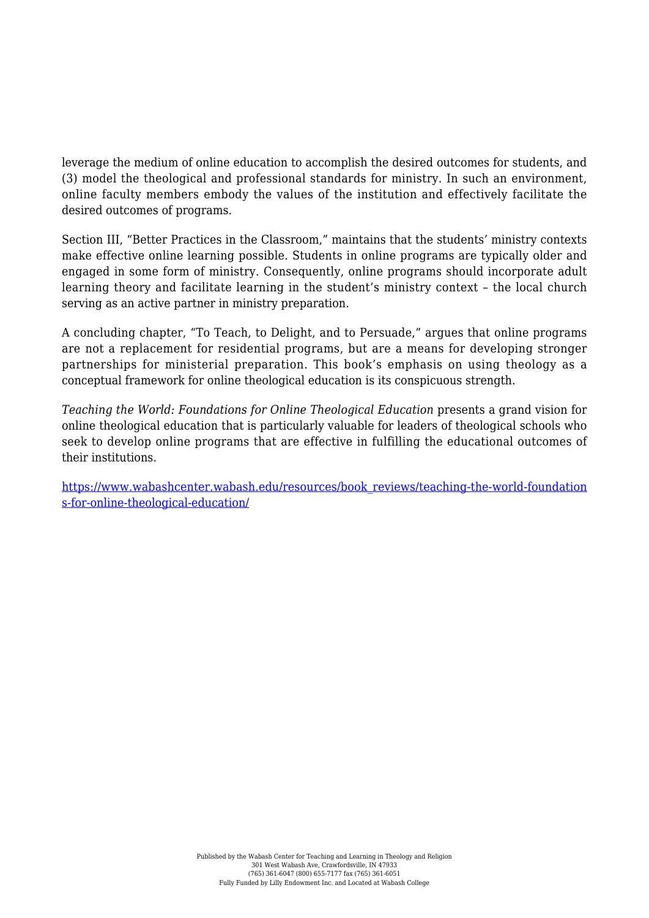leverage the medium of online education to accomplish the desired outcomes for students, and (3) model the theological and professional standards for ministry. In such an environment, online faculty members embody the values of the institution and effectively facilitate the desired outcomes of programs.

Section III, "Better Practices in the Classroom," maintains that the students' ministry contexts make effective online learning possible. Students in online programs are typically older and engaged in some form of ministry. Consequently, online programs should incorporate adult learning theory and facilitate learning in the student's ministry context – the local church serving as an active partner in ministry preparation.

A concluding chapter, "To Teach, to Delight, and to Persuade," argues that online programs are not a replacement for residential programs, but are a means for developing stronger partnerships for ministerial preparation. This book's emphasis on using theology as a conceptual framework for online theological education is its conspicuous strength.

*Teaching the World: Foundations for Online Theological Education* presents a grand vision for online theological education that is particularly valuable for leaders of theological schools who seek to develop online programs that are effective in fulfilling the educational outcomes of their institutions.

https://www.wabashcenter.wabash.edu/resources/book_reviews/teaching-the-world-foundations-for-online-theological-education/

Published by the Wabash Center for Teaching and Learning in Theology and Religion
301 West Wabash Ave, Crawfordsville, IN 47933
(765) 361-6047 (800) 655-7177 fax (765) 361-6051
Fully Funded by Lilly Endowment Inc. and Located at Wabash College